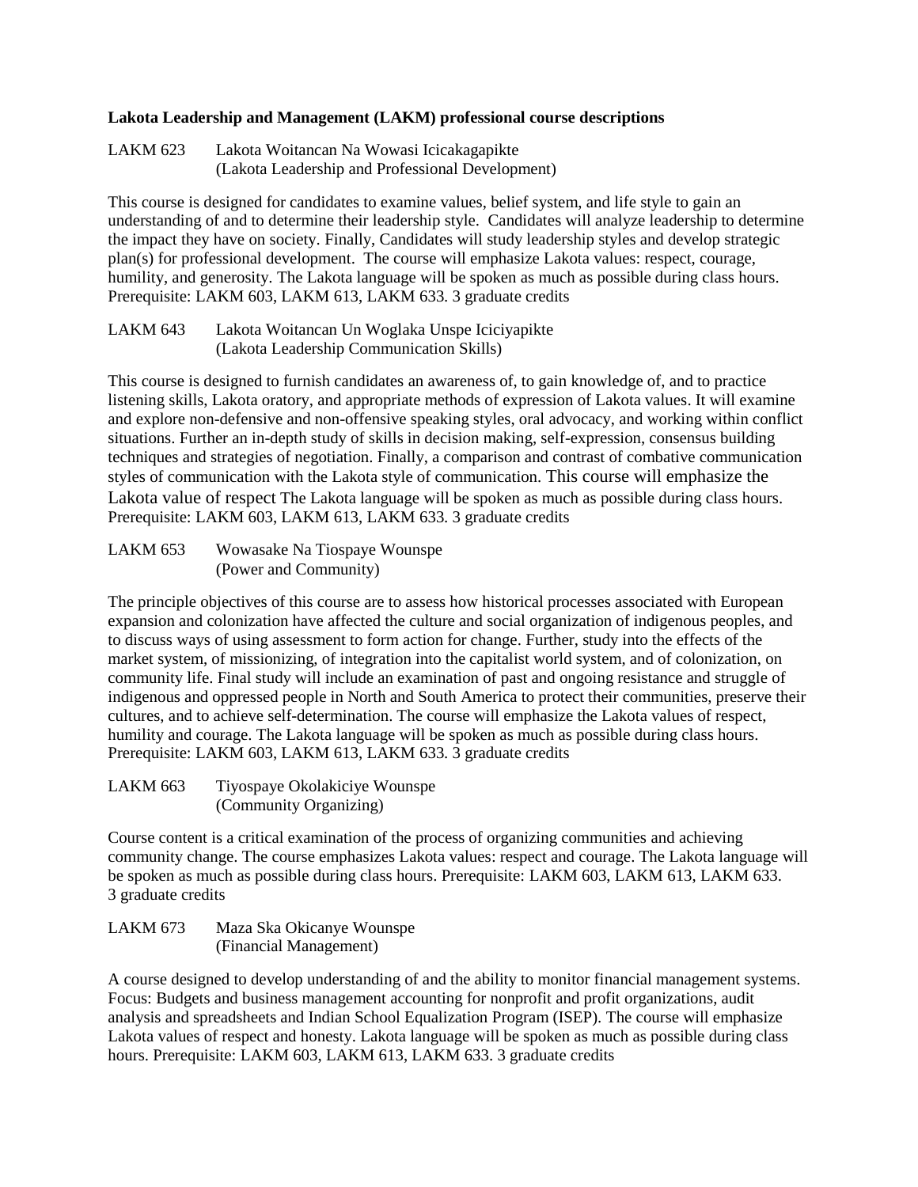**Lakota Leadership and Management (LAKM) professional course descriptions**

LAKM 623 Lakota Woitancan Na Wowasi Icicakagapikte
(Lakota Leadership and Professional Development)

This course is designed for candidates to examine values, belief system, and life style to gain an understanding of and to determine their leadership style. Candidates will analyze leadership to determine the impact they have on society. Finally, Candidates will study leadership styles and develop strategic plan(s) for professional development. The course will emphasize Lakota values: respect, courage, humility, and generosity. The Lakota language will be spoken as much as possible during class hours. Prerequisite: LAKM 603, LAKM 613, LAKM 633. 3 graduate credits

LAKM 643 Lakota Woitancan Un Woglaka Unspe Iciciyapikte
(Lakota Leadership Communication Skills)

This course is designed to furnish candidates an awareness of, to gain knowledge of, and to practice listening skills, Lakota oratory, and appropriate methods of expression of Lakota values. It will examine and explore non-defensive and non-offensive speaking styles, oral advocacy, and working within conflict situations. Further an in-depth study of skills in decision making, self-expression, consensus building techniques and strategies of negotiation. Finally, a comparison and contrast of combative communication styles of communication with the Lakota style of communication. This course will emphasize the Lakota value of respect The Lakota language will be spoken as much as possible during class hours. Prerequisite: LAKM 603, LAKM 613, LAKM 633. 3 graduate credits

LAKM 653 Wowasake Na Tiospaye Wounspe
(Power and Community)

The principle objectives of this course are to assess how historical processes associated with European expansion and colonization have affected the culture and social organization of indigenous peoples, and to discuss ways of using assessment to form action for change. Further, study into the effects of the market system, of missionizing, of integration into the capitalist world system, and of colonization, on community life. Final study will include an examination of past and ongoing resistance and struggle of indigenous and oppressed people in North and South America to protect their communities, preserve their cultures, and to achieve self-determination. The course will emphasize the Lakota values of respect, humility and courage. The Lakota language will be spoken as much as possible during class hours. Prerequisite: LAKM 603, LAKM 613, LAKM 633. 3 graduate credits

LAKM 663 Tiyospaye Okolakiciye Wounspe
(Community Organizing)

Course content is a critical examination of the process of organizing communities and achieving community change. The course emphasizes Lakota values: respect and courage. The Lakota language will be spoken as much as possible during class hours. Prerequisite: LAKM 603, LAKM 613, LAKM 633. 3 graduate credits

LAKM 673 Maza Ska Okicanye Wounspe
(Financial Management)

A course designed to develop understanding of and the ability to monitor financial management systems. Focus: Budgets and business management accounting for nonprofit and profit organizations, audit analysis and spreadsheets and Indian School Equalization Program (ISEP). The course will emphasize Lakota values of respect and honesty. Lakota language will be spoken as much as possible during class hours. Prerequisite: LAKM 603, LAKM 613, LAKM 633. 3 graduate credits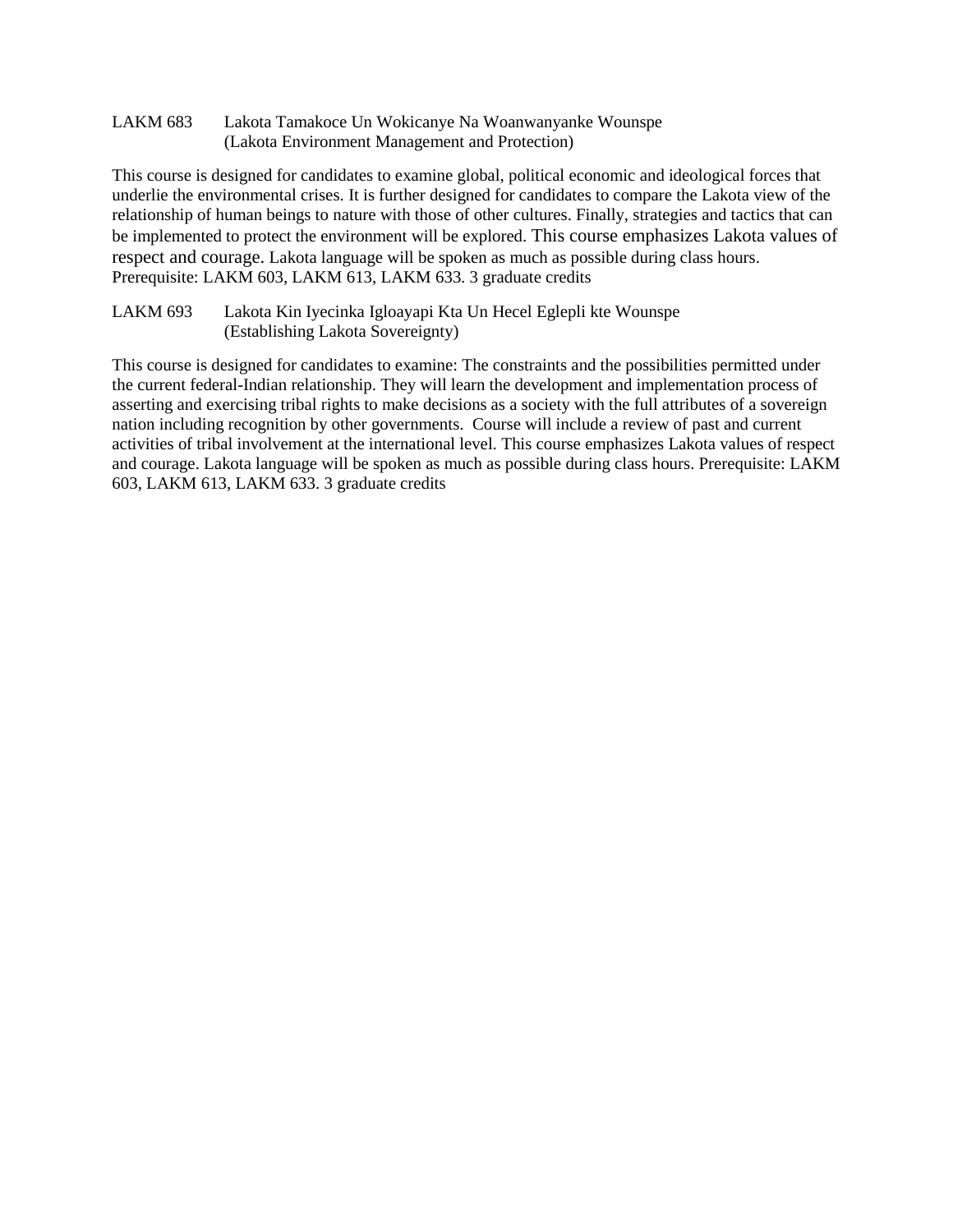LAKM 683 Lakota Tamakoce Un Wokicanye Na Woanwanyanke Wounspe
(Lakota Environment Management and Protection)

This course is designed for candidates to examine global, political economic and ideological forces that underlie the environmental crises. It is further designed for candidates to compare the Lakota view of the relationship of human beings to nature with those of other cultures. Finally, strategies and tactics that can be implemented to protect the environment will be explored. This course emphasizes Lakota values of respect and courage. Lakota language will be spoken as much as possible during class hours. Prerequisite: LAKM 603, LAKM 613, LAKM 633. 3 graduate credits

LAKM 693 Lakota Kin Iyecinka Igloayapi Kta Un Hecel Eglepli kte Wounspe
(Establishing Lakota Sovereignty)

This course is designed for candidates to examine: The constraints and the possibilities permitted under the current federal-Indian relationship. They will learn the development and implementation process of asserting and exercising tribal rights to make decisions as a society with the full attributes of a sovereign nation including recognition by other governments. Course will include a review of past and current activities of tribal involvement at the international level. This course emphasizes Lakota values of respect and courage. Lakota language will be spoken as much as possible during class hours. Prerequisite: LAKM 603, LAKM 613, LAKM 633. 3 graduate credits